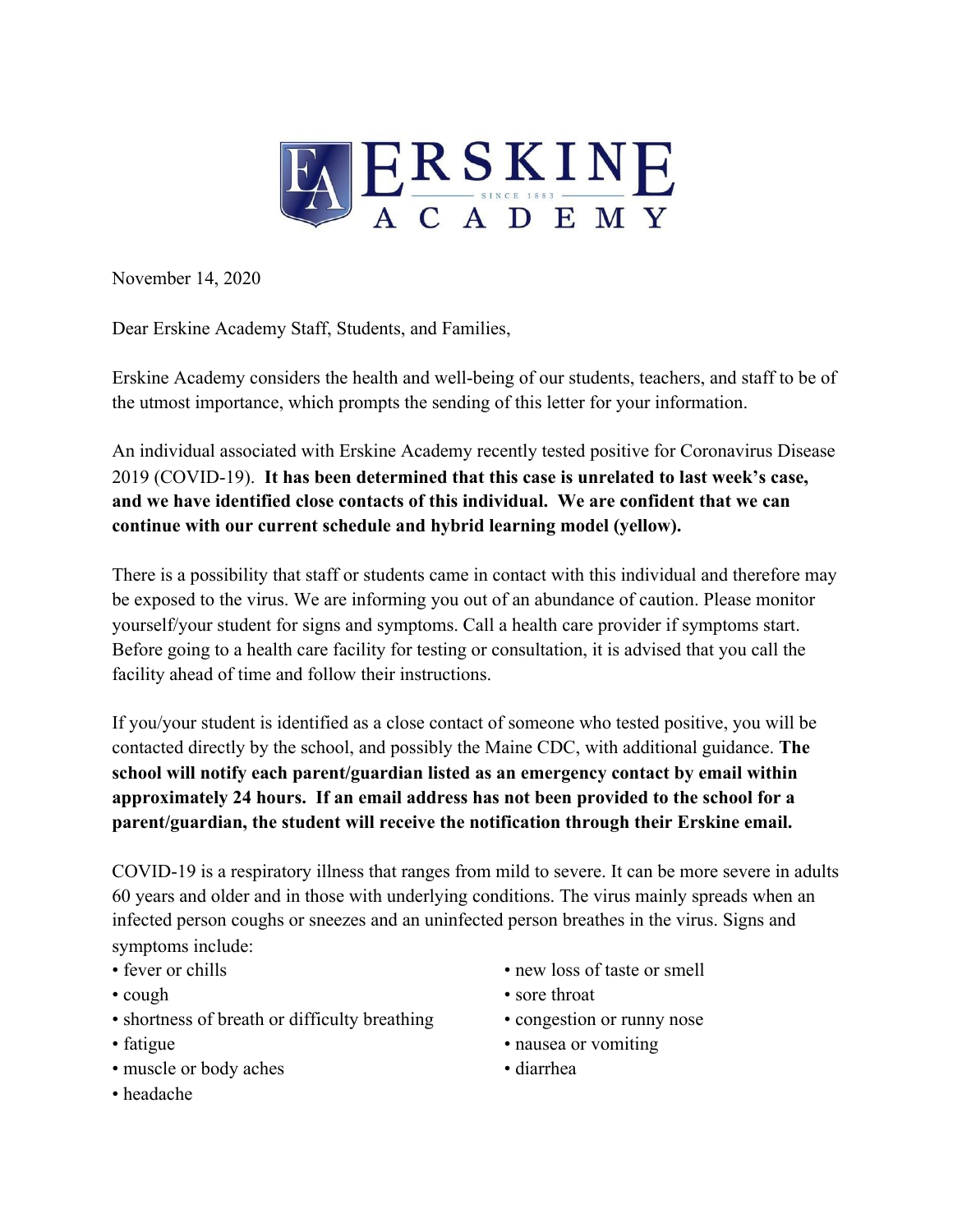# ERSKINE ACADEMY

SINCE 1883

November 14, 2020

Dear Erskine Academy Staff, Students, and Families,

Erskine Academy considers the health and well-being of our students, teachers, and staff to be of the utmost importance, which prompts the sending of this letter for your information.

An individual associated with Erskine Academy recently tested positive for Coronavirus Disease 2019 (COVID-19). **It has been determined that this case is unrelated to last week's case, and we have identified close contacts of this individual. We are confident that we can continue with our current schedule and hybrid learning model (yellow).**

There is a possibility that staff or students came in contact with this individual and therefore may be exposed to the virus. We are informing you out of an abundance of caution. Please monitor yourself/your student for signs and symptoms. Call a health care provider if symptoms start. Before going to a health care facility for testing or consultation, it is advised that you call the facility ahead of time and follow their instructions.

If you/your student is identified as a close contact of someone who tested positive, you will be contacted directly by the school, and possibly the Maine CDC, with additional guidance. **The school will notify each parent/guardian listed as an emergency contact by email within approximately 24 hours. If an email address has not been provided to the school for a parent/guardian, the student will receive the notification through their Erskine email.**

COVID-19 is a respiratory illness that ranges from mild to severe. It can be more severe in adults 60 years and older and in those with underlying conditions. The virus mainly spreads when an infected person coughs or sneezes and an uninfected person breathes in the virus. Signs and symptoms include:

- fever or chills
- cough
- shortness of breath or difficulty breathing
- fatigue
- muscle or body aches
- headache
- new loss of taste or smell
- sore throat
- congestion or runny nose
- nausea or vomiting
- diarrhea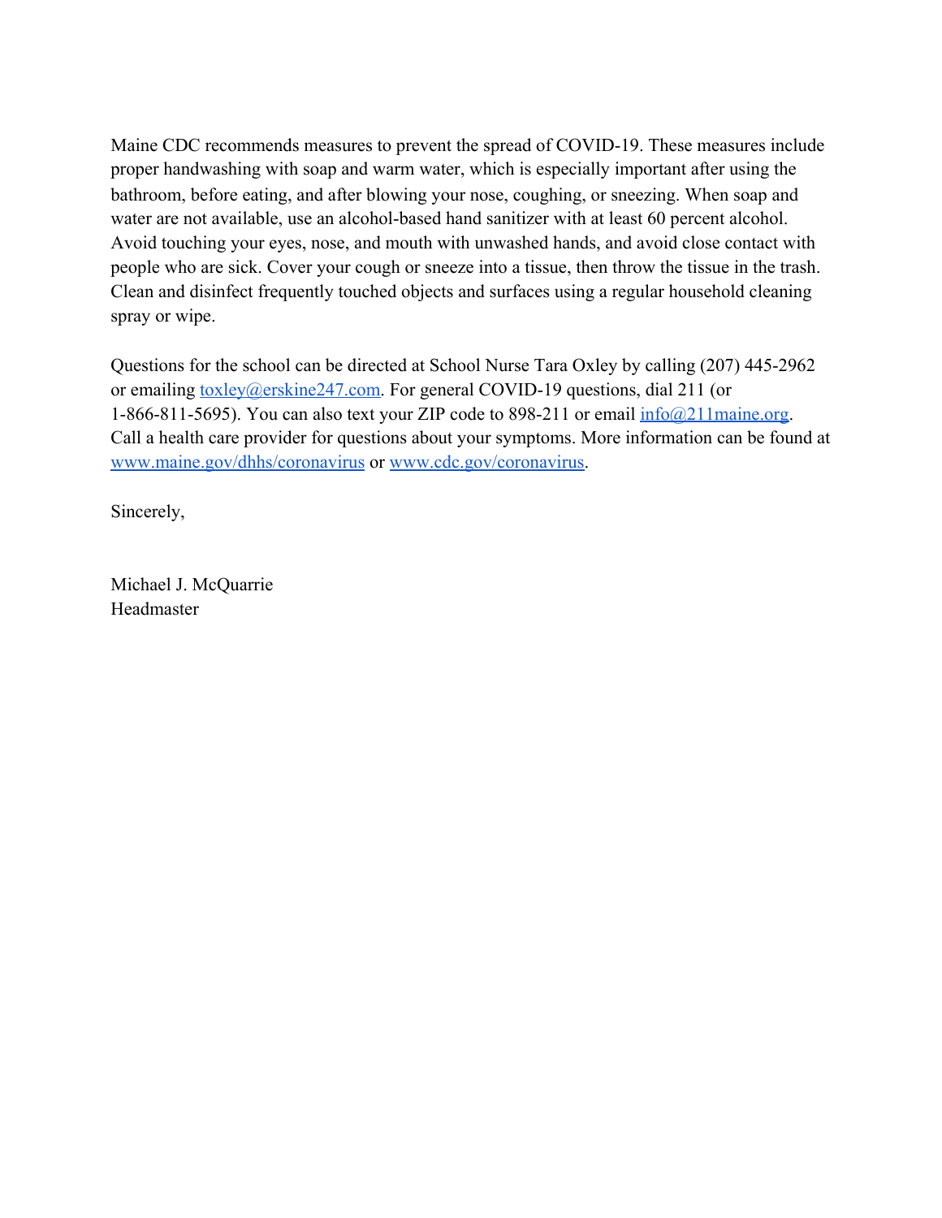Maine CDC recommends measures to prevent the spread of COVID-19. These measures include proper handwashing with soap and warm water, which is especially important after using the bathroom, before eating, and after blowing your nose, coughing, or sneezing. When soap and water are not available, use an alcohol-based hand sanitizer with at least 60 percent alcohol. Avoid touching your eyes, nose, and mouth with unwashed hands, and avoid close contact with people who are sick. Cover your cough or sneeze into a tissue, then throw the tissue in the trash. Clean and disinfect frequently touched objects and surfaces using a regular household cleaning spray or wipe.

Questions for the school can be directed at School Nurse Tara Oxley by calling (207) 445-2962 or emailing [toxley@erskine247.com](mailto:toxley@erskine247.com). For general COVID-19 questions, dial 211 (or 1-866-811-5695). You can also text your ZIP code to 898-211 or email [info@211maine.org](mailto:info@211maine.org). Call a health care provider for questions about your symptoms. More information can be found at [www.maine.gov/dhhs/coronavirus](http://www.maine.gov/dhhs/coronavirus) or [www.cdc.gov/coronavirus](http://www.cdc.gov/coronavirus).

Sincerely,

Michael J. McQuarrie
Headmaster